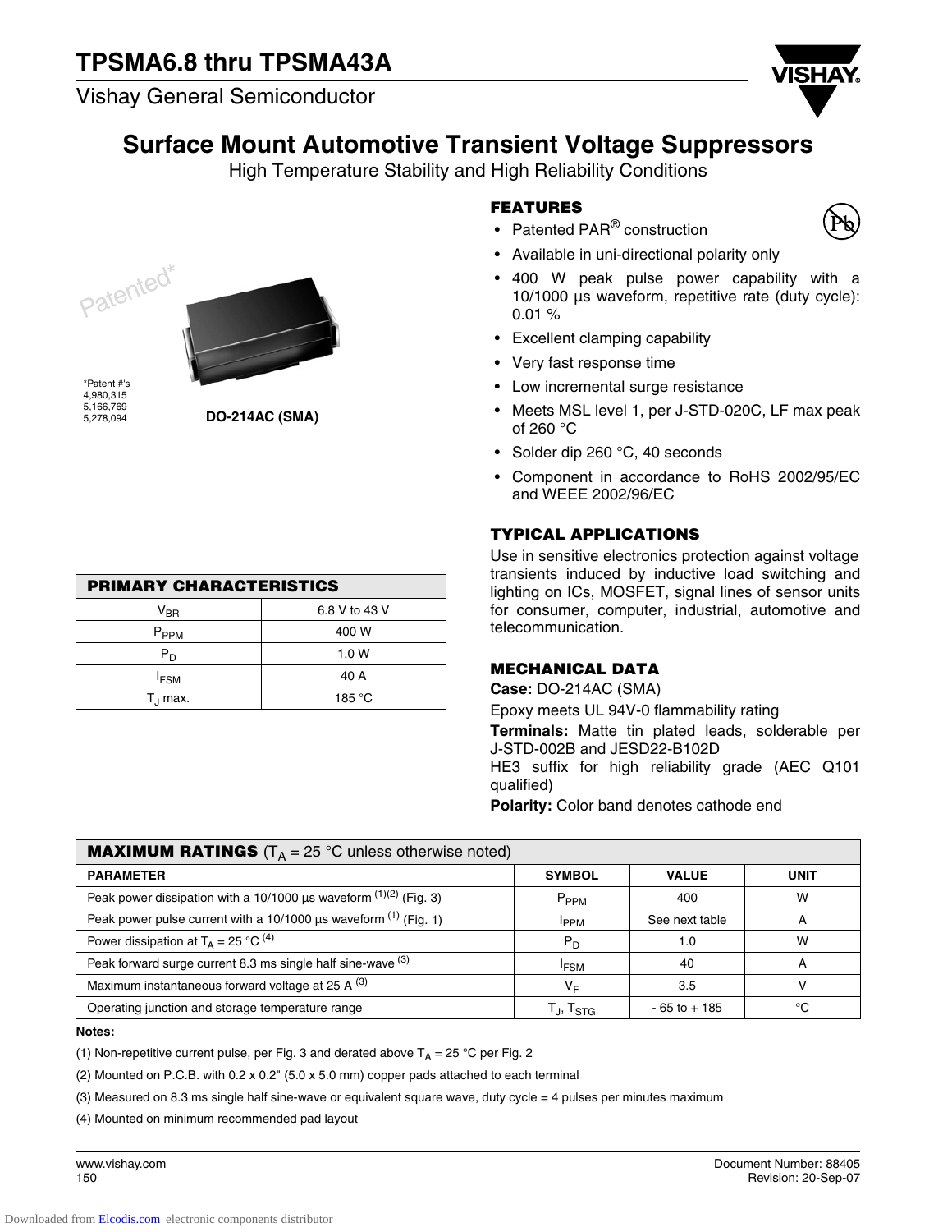# TPSMA6.8 thru TPSMA43A

Vishay General Semiconductor

## Surface Mount Automotive Transient Voltage Suppressors

High Temperature Stability and High Reliability Conditions

Patented*

*Patent #'s
4,980,315
5,166,769
5,278,094

**DO-214AC (SMA)**

| PRIMARY CHARACTERISTICS | |
|---|---|
| $V_{BR}$ | 6.8 V to 43 V |
| $P_{PPM}$ | 400 W |
| $P_D$ | 1.0 W |
| $I_{FSM}$ | 40 A |
| $T_J$ max. | 185 °C |

### FEATURES

- Patented PAR® construction
- Available in uni-directional polarity only
- 400 W peak pulse power capability with a 10/1000 µs waveform, repetitive rate (duty cycle): 0.01 %
- Excellent clamping capability
- Very fast response time
- Low incremental surge resistance
- Meets MSL level 1, per J-STD-020C, LF max peak of 260 °C
- Solder dip 260 °C, 40 seconds
- Component in accordance to RoHS 2002/95/EC and WEEE 2002/96/EC

### TYPICAL APPLICATIONS

Use in sensitive electronics protection against voltage transients induced by inductive load switching and lighting on ICs, MOSFET, signal lines of sensor units for consumer, computer, industrial, automotive and telecommunication.

### MECHANICAL DATA

**Case:** DO-214AC (SMA)

Epoxy meets UL 94V-0 flammability rating

**Terminals:** Matte tin plated leads, solderable per J-STD-002B and JESD22-B102D

HE3 suffix for high reliability grade (AEC Q101 qualified)

**Polarity:** Color band denotes cathode end

**MAXIMUM RATINGS** ($T_A$ = 25 °C unless otherwise noted)

| PARAMETER | SYMBOL | VALUE | UNIT |
|---|---|---|---|
| Peak power dissipation with a 10/1000 µs waveform (1)(2) (Fig. 3) | $P_{PPM}$ | 400 | W |
| Peak power pulse current with a 10/1000 µs waveform (1) (Fig. 1) | $I_{PPM}$ | See next table | A |
| Power dissipation at $T_A$ = 25 °C (4) | $P_D$ | 1.0 | W |
| Peak forward surge current 8.3 ms single half sine-wave (3) | $I_{FSM}$ | 40 | A |
| Maximum instantaneous forward voltage at 25 A (3) | $V_F$ | 3.5 | V |
| Operating junction and storage temperature range | $T_J$, $T_{STG}$ | - 65 to + 185 | °C |

**Notes:**

(1) Non-repetitive current pulse, per Fig. 3 and derated above $T_A$ = 25 °C per Fig. 2

(2) Mounted on P.C.B. with 0.2 x 0.2" (5.0 x 5.0 mm) copper pads attached to each terminal

(3) Measured on 8.3 ms single half sine-wave or equivalent square wave, duty cycle = 4 pulses per minutes maximum

(4) Mounted on minimum recommended pad layout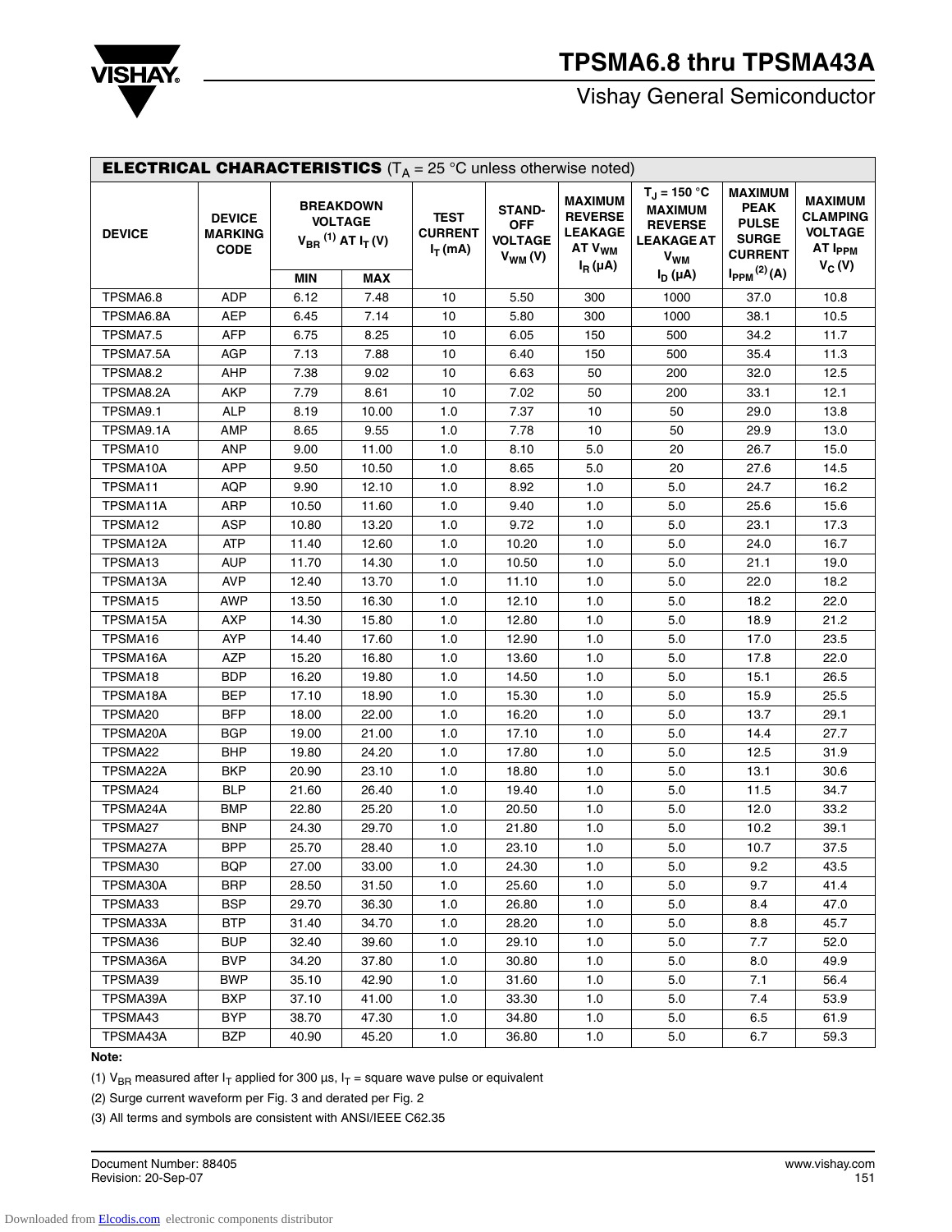**ELECTRICAL CHARACTERISTICS** ($T_A$ = 25 °C unless otherwise noted)

| DEVICE | DEVICE MARKING CODE | BREAKDOWN VOLTAGE $V_{BR}$ (1) AT $I_T$ (V) | | TEST CURRENT $I_T$ (mA) | STAND-OFF VOLTAGE $V_{WM}$ (V) | MAXIMUM REVERSE LEAKAGE AT $V_{WM}$ $I_R$ (µA) | $T_J$ = 150 °C MAXIMUM REVERSE LEAKAGE AT $V_{WM}$ $I_D$ (µA) | MAXIMUM PEAK PULSE SURGE CURRENT $I_{PPM}$ (2) (A) | MAXIMUM CLAMPING VOLTAGE AT $I_{PPM}$ $V_C$ (V) |
|---|---|---|---|---|---|---|---|---|---|
| | | MIN | MAX | | | | | | |
| TPSMA6.8 | ADP | 6.12 | 7.48 | 10 | 5.50 | 300 | 1000 | 37.0 | 10.8 |
| TPSMA6.8A | AEP | 6.45 | 7.14 | 10 | 5.80 | 300 | 1000 | 38.1 | 10.5 |
| TPSMA7.5 | AFP | 6.75 | 8.25 | 10 | 6.05 | 150 | 500 | 34.2 | 11.7 |
| TPSMA7.5A | AGP | 7.13 | 7.88 | 10 | 6.40 | 150 | 500 | 35.4 | 11.3 |
| TPSMA8.2 | AHP | 7.38 | 9.02 | 10 | 6.63 | 50 | 200 | 32.0 | 12.5 |
| TPSMA8.2A | AKP | 7.79 | 8.61 | 10 | 7.02 | 50 | 200 | 33.1 | 12.1 |
| TPSMA9.1 | ALP | 8.19 | 10.00 | 1.0 | 7.37 | 10 | 50 | 29.0 | 13.8 |
| TPSMA9.1A | AMP | 8.65 | 9.55 | 1.0 | 7.78 | 10 | 50 | 29.9 | 13.0 |
| TPSMA10 | ANP | 9.00 | 11.00 | 1.0 | 8.10 | 5.0 | 20 | 26.7 | 15.0 |
| TPSMA10A | APP | 9.50 | 10.50 | 1.0 | 8.65 | 5.0 | 20 | 27.6 | 14.5 |
| TPSMA11 | AQP | 9.90 | 12.10 | 1.0 | 8.92 | 1.0 | 5.0 | 24.7 | 16.2 |
| TPSMA11A | ARP | 10.50 | 11.60 | 1.0 | 9.40 | 1.0 | 5.0 | 25.6 | 15.6 |
| TPSMA12 | ASP | 10.80 | 13.20 | 1.0 | 9.72 | 1.0 | 5.0 | 23.1 | 17.3 |
| TPSMA12A | ATP | 11.40 | 12.60 | 1.0 | 10.20 | 1.0 | 5.0 | 24.0 | 16.7 |
| TPSMA13 | AUP | 11.70 | 14.30 | 1.0 | 10.50 | 1.0 | 5.0 | 21.1 | 19.0 |
| TPSMA13A | AVP | 12.40 | 13.70 | 1.0 | 11.10 | 1.0 | 5.0 | 22.0 | 18.2 |
| TPSMA15 | AWP | 13.50 | 16.30 | 1.0 | 12.10 | 1.0 | 5.0 | 18.2 | 22.0 |
| TPSMA15A | AXP | 14.30 | 15.80 | 1.0 | 12.80 | 1.0 | 5.0 | 18.9 | 21.2 |
| TPSMA16 | AYP | 14.40 | 17.60 | 1.0 | 12.90 | 1.0 | 5.0 | 17.0 | 23.5 |
| TPSMA16A | AZP | 15.20 | 16.80 | 1.0 | 13.60 | 1.0 | 5.0 | 17.8 | 22.0 |
| TPSMA18 | BDP | 16.20 | 19.80 | 1.0 | 14.50 | 1.0 | 5.0 | 15.1 | 26.5 |
| TPSMA18A | BEP | 17.10 | 18.90 | 1.0 | 15.30 | 1.0 | 5.0 | 15.9 | 25.5 |
| TPSMA20 | BFP | 18.00 | 22.00 | 1.0 | 16.20 | 1.0 | 5.0 | 13.7 | 29.1 |
| TPSMA20A | BGP | 19.00 | 21.00 | 1.0 | 17.10 | 1.0 | 5.0 | 14.4 | 27.7 |
| TPSMA22 | BHP | 19.80 | 24.20 | 1.0 | 17.80 | 1.0 | 5.0 | 12.5 | 31.9 |
| TPSMA22A | BKP | 20.90 | 23.10 | 1.0 | 18.80 | 1.0 | 5.0 | 13.1 | 30.6 |
| TPSMA24 | BLP | 21.60 | 26.40 | 1.0 | 19.40 | 1.0 | 5.0 | 11.5 | 34.7 |
| TPSMA24A | BMP | 22.80 | 25.20 | 1.0 | 20.50 | 1.0 | 5.0 | 12.0 | 33.2 |
| TPSMA27 | BNP | 24.30 | 29.70 | 1.0 | 21.80 | 1.0 | 5.0 | 10.2 | 39.1 |
| TPSMA27A | BPP | 25.70 | 28.40 | 1.0 | 23.10 | 1.0 | 5.0 | 10.7 | 37.5 |
| TPSMA30 | BQP | 27.00 | 33.00 | 1.0 | 24.30 | 1.0 | 5.0 | 9.2 | 43.5 |
| TPSMA30A | BRP | 28.50 | 31.50 | 1.0 | 25.60 | 1.0 | 5.0 | 9.7 | 41.4 |
| TPSMA33 | BSP | 29.70 | 36.30 | 1.0 | 26.80 | 1.0 | 5.0 | 8.4 | 47.0 |
| TPSMA33A | BTP | 31.40 | 34.70 | 1.0 | 28.20 | 1.0 | 5.0 | 8.8 | 45.7 |
| TPSMA36 | BUP | 32.40 | 39.60 | 1.0 | 29.10 | 1.0 | 5.0 | 7.7 | 52.0 |
| TPSMA36A | BVP | 34.20 | 37.80 | 1.0 | 30.80 | 1.0 | 5.0 | 8.0 | 49.9 |
| TPSMA39 | BWP | 35.10 | 42.90 | 1.0 | 31.60 | 1.0 | 5.0 | 7.1 | 56.4 |
| TPSMA39A | BXP | 37.10 | 41.00 | 1.0 | 33.30 | 1.0 | 5.0 | 7.4 | 53.9 |
| TPSMA43 | BYP | 38.70 | 47.30 | 1.0 | 34.80 | 1.0 | 5.0 | 6.5 | 61.9 |
| TPSMA43A | BZP | 40.90 | 45.20 | 1.0 | 36.80 | 1.0 | 5.0 | 6.7 | 59.3 |

**Note:**

(1) $V_{BR}$ measured after $I_T$ applied for 300 µs, $I_T$ = square wave pulse or equivalent

(2) Surge current waveform per Fig. 3 and derated per Fig. 2

(3) All terms and symbols are consistent with ANSI/IEEE C62.35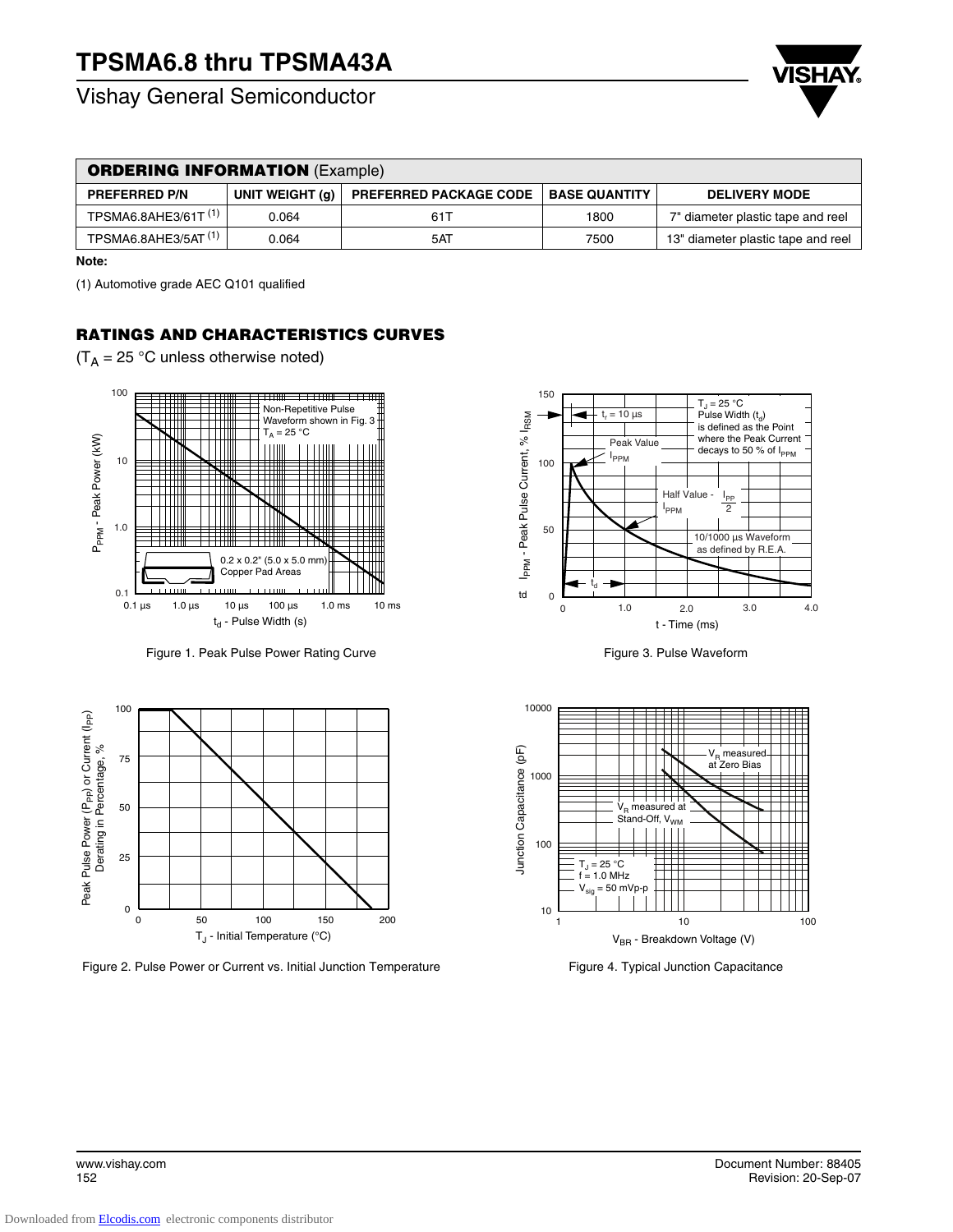## ORDERING INFORMATION (Example)

| PREFERRED P/N | UNIT WEIGHT (g) | PREFERRED PACKAGE CODE | BASE QUANTITY | DELIVERY MODE |
|---|---|---|---|---|
| TPSMA6.8AHE3/61T [(1)] | 0.064 | 61T | 1800 | 7" diameter plastic tape and reel |
| TPSMA6.8AHE3/5AT [(1)] | 0.064 | 5AT | 7500 | 13" diameter plastic tape and reel |

**Note:**

(1) Automotive grade AEC Q101 qualified

## RATINGS AND CHARACTERISTICS CURVES

($T_A$ = 25 °C unless otherwise noted)

Figure 1. Peak Pulse Power Rating Curve

Figure 3. Pulse Waveform

Figure 2. Pulse Power or Current vs. Initial Junction Temperature

Figure 4. Typical Junction Capacitance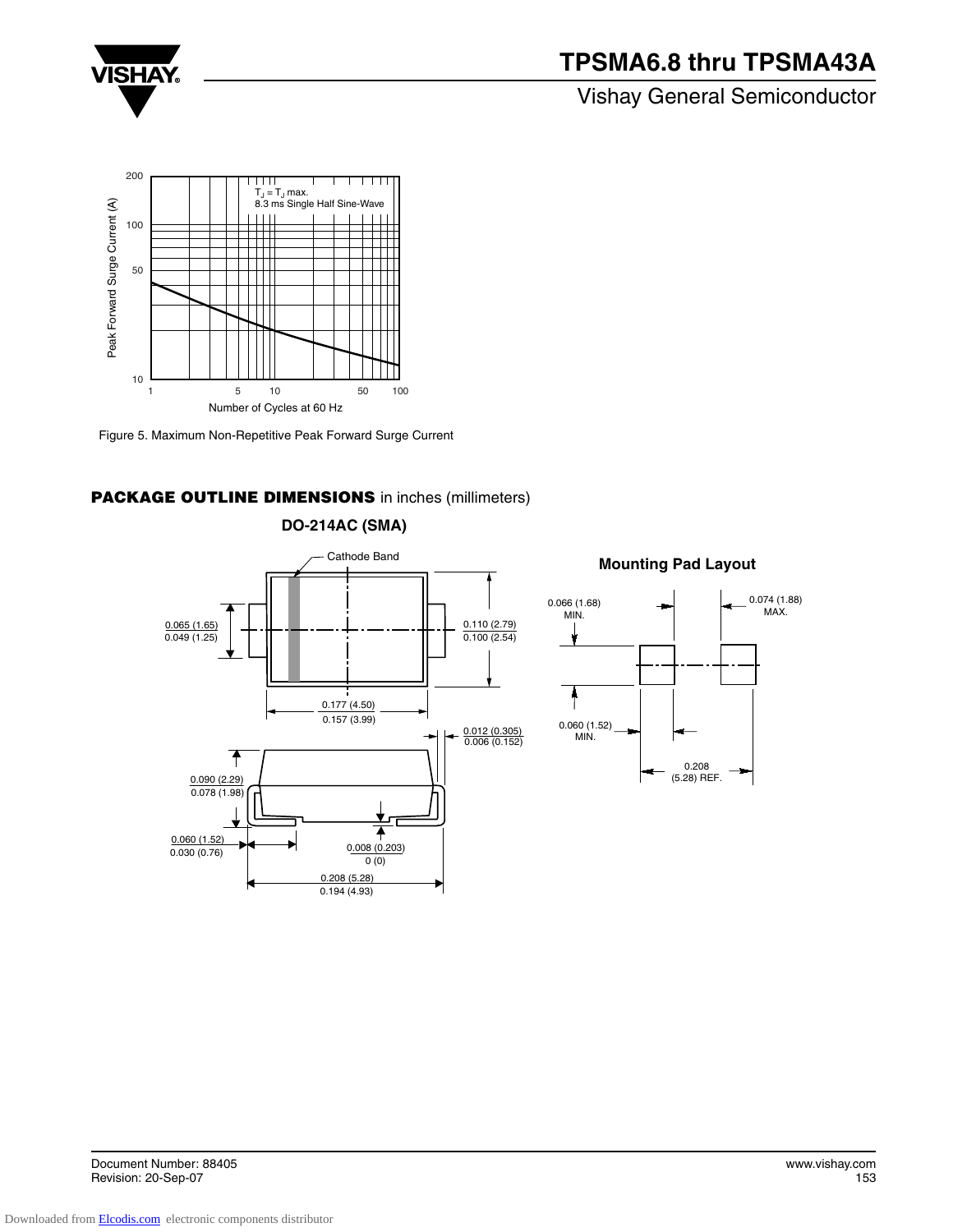Figure 5. Maximum Non-Repetitive Peak Forward Surge Current

## PACKAGE OUTLINE DIMENSIONS in inches (millimeters)

### DO-214AC (SMA)

Cathode Band

0.065 (1.65)
0.049 (1.25)

0.110 (2.79)
0.100 (2.54)

0.177 (4.50)
0.157 (3.99)

0.012 (0.305)
0.006 (0.152)

0.090 (2.29)
0.078 (1.98)

0.060 (1.52)
0.030 (0.76)

0.008 (0.203)
0 (0)

0.208 (5.28)
0.194 (4.93)

### Mounting Pad Layout

0.066 (1.68) MIN.

0.074 (1.88) MAX.

0.060 (1.52) MIN.

0.208 (5.28) REF.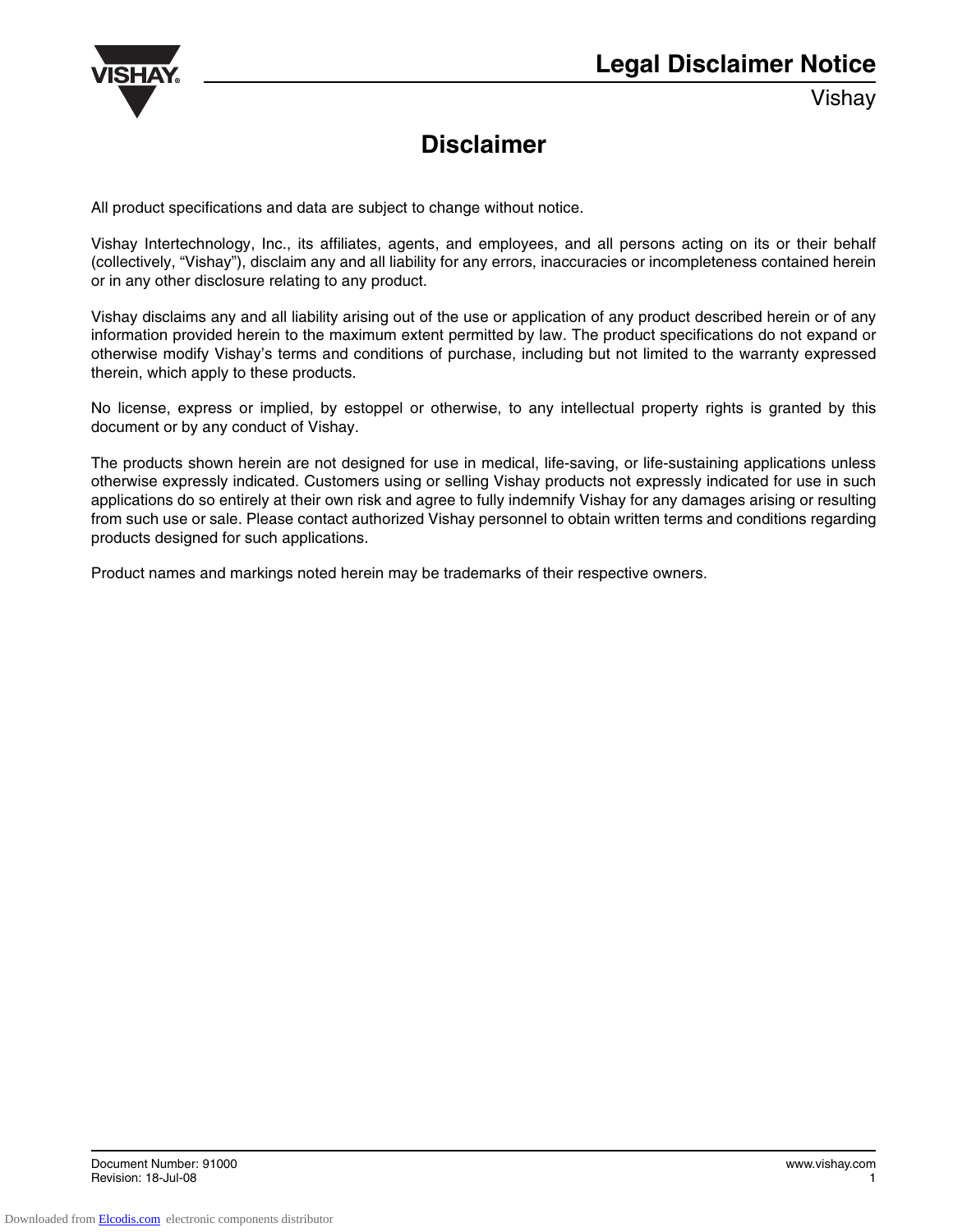# Legal Disclaimer Notice

Vishay

## Disclaimer

All product specifications and data are subject to change without notice.

Vishay Intertechnology, Inc., its affiliates, agents, and employees, and all persons acting on its or their behalf (collectively, "Vishay"), disclaim any and all liability for any errors, inaccuracies or incompleteness contained herein or in any other disclosure relating to any product.

Vishay disclaims any and all liability arising out of the use or application of any product described herein or of any information provided herein to the maximum extent permitted by law. The product specifications do not expand or otherwise modify Vishay's terms and conditions of purchase, including but not limited to the warranty expressed therein, which apply to these products.

No license, express or implied, by estoppel or otherwise, to any intellectual property rights is granted by this document or by any conduct of Vishay.

The products shown herein are not designed for use in medical, life-saving, or life-sustaining applications unless otherwise expressly indicated. Customers using or selling Vishay products not expressly indicated for use in such applications do so entirely at their own risk and agree to fully indemnify Vishay for any damages arising or resulting from such use or sale. Please contact authorized Vishay personnel to obtain written terms and conditions regarding products designed for such applications.

Product names and markings noted herein may be trademarks of their respective owners.

Document Number: 91000
Revision: 18-Jul-08